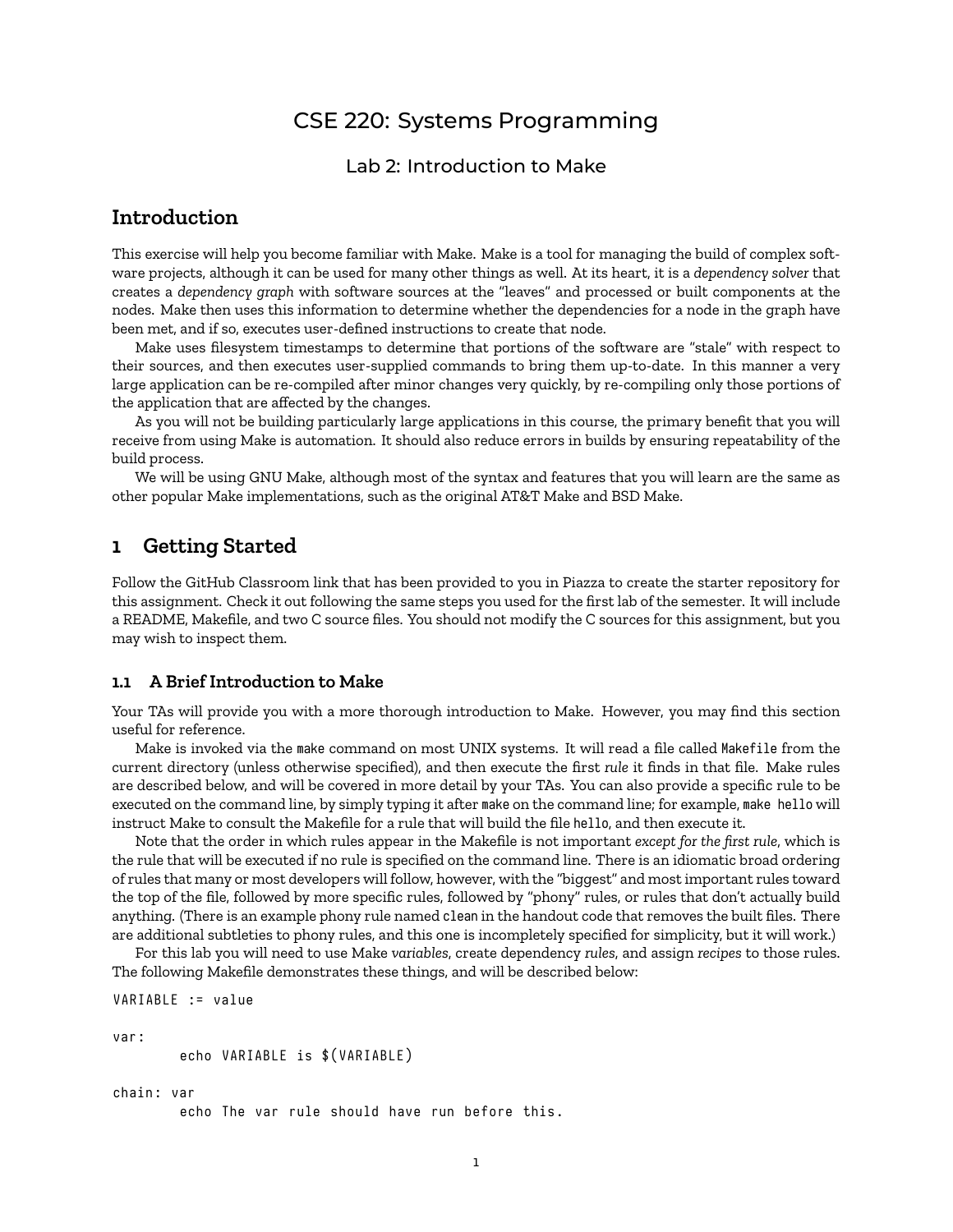# CSE 220: Systems Programming

## Lab 2: Introduction to Make

## Introduction

This exercise will help you become familiar with Make. Make is a tool for managing the build of complex software projects, although it can be used for many other things as well. At its heart, it is a *dependency solver* that creates a *dependency graph* with software sources at the "leaves" and processed or built components at the nodes. Make then uses this information to determine whether the dependencies for a node in the graph have been met, and if so, executes user-defined instructions to create that node.

Make uses filesystem timestamps to determine that portions of the software are "stale" with respect to their sources, and then executes user-supplied commands to bring them up-to-date. In this manner a very large application can be re-compiled after minor changes very quickly, by re-compiling only those portions of the application that are affected by the changes.

As you will not be building particularly large applications in this course, the primary benefit that you will receive from using Make is automation. It should also reduce errors in builds by ensuring repeatability of the build process.

We will be using GNU Make, although most of the syntax and features that you will learn are the same as other popular Make implementations, such as the original AT&T Make and BSD Make.

## 1 Getting Started

Follow the GitHub Classroom link that has been provided to you in Piazza to create the starter repository for this assignment. Check it out following the same steps you used for the first lab of the semester. It will include a README, Makefile, and two C source files. You should not modify the C sources for this assignment, but you may wish to inspect them.

### 1.1 A Brief Introduction to Make

Your TAs will provide you with a more thorough introduction to Make. However, you may find this section useful for reference.

Make is invoked via the `make` command on most UNIX systems. It will read a file called `Makefile` from the current directory (unless otherwise specified), and then execute the first *rule* it finds in that file. Make rules are described below, and will be covered in more detail by your TAs. You can also provide a specific rule to be executed on the command line, by simply typing it after `make` on the command line; for example, `make hello` will instruct Make to consult the Makefile for a rule that will build the file `hello`, and then execute it.

Note that the order in which rules appear in the Makefile is not important *except for the first rule*, which is the rule that will be executed if no rule is specified on the command line. There is an idiomatic broad ordering of rules that many or most developers will follow, however, with the "biggest" and most important rules toward the top of the file, followed by more specific rules, followed by "phony" rules, or rules that don't actually build anything. (There is an example phony rule named `clean` in the handout code that removes the built files. There are additional subtleties to phony rules, and this one is incompletely specified for simplicity, but it will work.)

For this lab you will need to use Make *variables*, create dependency *rules*, and assign *recipes* to those rules. The following Makefile demonstrates these things, and will be described below:

```
VARIABLE := value

var:
        echo VARIABLE is $(VARIABLE)

chain: var
        echo The var rule should have run before this.
```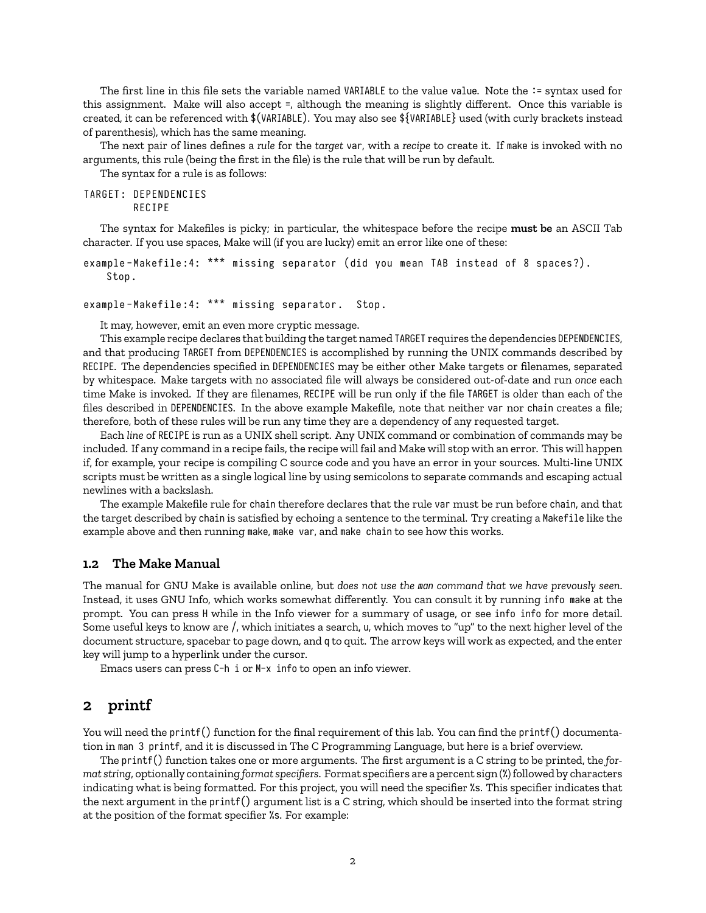The first line in this file sets the variable named `VARIABLE` to the value `value`. Note the `:=` syntax used for this assignment. Make will also accept `=`, although the meaning is slightly different. Once this variable is created, it can be referenced with `$(VARIABLE)`. You may also see `${VARIABLE}` used (with curly brackets instead of parenthesis), which has the same meaning.

The next pair of lines defines a *rule* for the *target* `var`, with a *recipe* to create it. If `make` is invoked with no arguments, this rule (being the first in the file) is the rule that will be run by default.

The syntax for a rule is as follows:

```
TARGET: DEPENDENCIES
        RECIPE
```

The syntax for Makefiles is picky; in particular, the whitespace before the recipe **must be** an ASCII Tab character. If you use spaces, Make will (if you are lucky) emit an error like one of these:

```
example-Makefile:4: *** missing separator (did you mean TAB instead of 8 spaces?).
    Stop.

example-Makefile:4: *** missing separator.  Stop.
```

It may, however, emit an even more cryptic message.

This example recipe declares that building the target named `TARGET` requires the dependencies `DEPENDENCIES`, and that producing `TARGET` from `DEPENDENCIES` is accomplished by running the UNIX commands described by `RECIPE`. The dependencies specified in `DEPENDENCIES` may be either other Make targets or filenames, separated by whitespace. Make targets with no associated file will always be considered out-of-date and run *once* each time Make is invoked. If they are filenames, `RECIPE` will be run only if the file `TARGET` is older than each of the files described in `DEPENDENCIES`. In the above example Makefile, note that neither `var` nor `chain` creates a file; therefore, both of these rules will be run any time they are a dependency of any requested target.

Each *line* of `RECIPE` is run as a UNIX shell script. Any UNIX command or combination of commands may be included. If any command in a recipe fails, the recipe will fail and Make will stop with an error. This will happen if, for example, your recipe is compiling C source code and you have an error in your sources. Multi-line UNIX scripts must be written as a single logical line by using semicolons to separate commands and escaping actual newlines with a backslash.

The example Makefile rule for `chain` therefore declares that the rule `var` must be run before `chain`, and that the target described by `chain` is satisfied by echoing a sentence to the terminal. Try creating a `Makefile` like the example above and then running `make`, `make var`, and `make chain` to see how this works.

### 1.2 The Make Manual

The manual for GNU Make is available online, but *does not use the `man` command that we have prevously seen*. Instead, it uses GNU Info, which works somewhat differently. You can consult it by running `info make` at the prompt. You can press `H` while in the Info viewer for a summary of usage, or see `info info` for more detail. Some useful keys to know are `/`, which initiates a search, `u`, which moves to "up" to the next higher level of the document structure, spacebar to page down, and `q` to quit. The arrow keys will work as expected, and the enter key will jump to a hyperlink under the cursor.

Emacs users can press `C-h i` or `M-x info` to open an info viewer.

## 2 printf

You will need the `printf()` function for the final requirement of this lab. You can find the `printf()` documentation in `man 3 printf`, and it is discussed in The C Programming Language, but here is a brief overview.

The `printf()` function takes one or more arguments. The first argument is a C string to be printed, the *format string*, optionally containing *format specifiers*. Format specifiers are a percent sign (`%`) followed by characters indicating what is being formatted. For this project, you will need the specifier `%s`. This specifier indicates that the next argument in the `printf()` argument list is a C string, which should be inserted into the format string at the position of the format specifier `%s`. For example: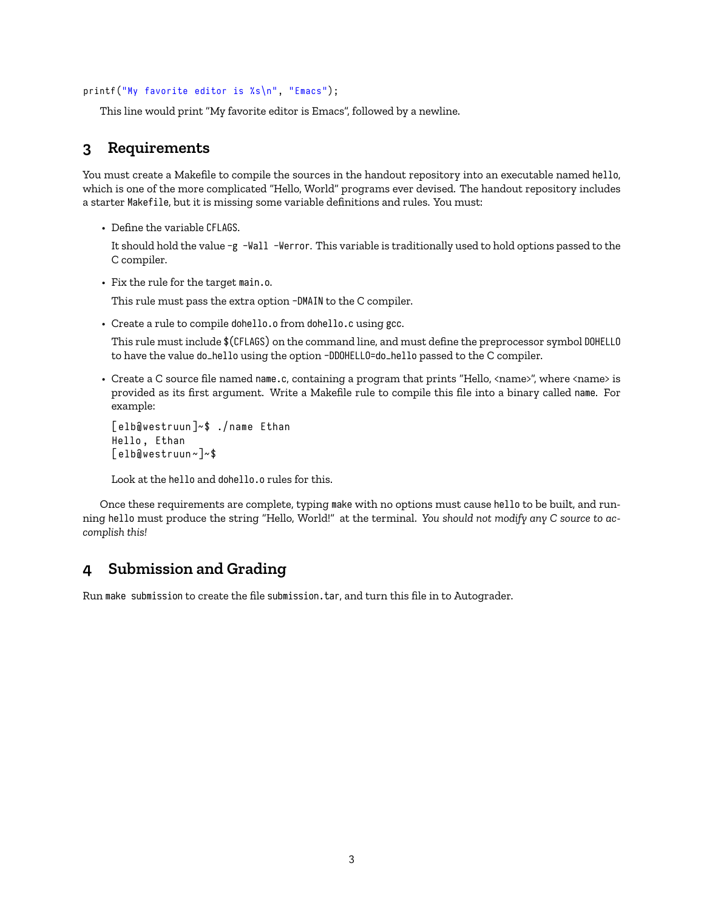```
printf("My favorite editor is %s\n", "Emacs");
```

This line would print "My favorite editor is Emacs", followed by a newline.

## 3 Requirements

You must create a Makefile to compile the sources in the handout repository into an executable named `hello`, which is one of the more complicated "Hello, World" programs ever devised. The handout repository includes a starter `Makefile`, but it is missing some variable definitions and rules. You must:

- Define the variable `CFLAGS`.

  It should hold the value `-g -Wall -Werror`. This variable is traditionally used to hold options passed to the C compiler.

- Fix the rule for the target `main.o`.

  This rule must pass the extra option `-DMAIN` to the C compiler.

- Create a rule to compile `dohello.o` from `dohello.c` using `gcc`.

  This rule must include `$(CFLAGS)` on the command line, and must define the preprocessor symbol `DOHELLO` to have the value `do_hello` using the option `-DDOHELLO=do_hello` passed to the C compiler.

- Create a C source file named `name.c`, containing a program that prints "Hello, <name>", where <name> is provided as its first argument. Write a Makefile rule to compile this file into a binary called `name`. For example:

  ```
  [elb@westruun]~$ ./name Ethan
  Hello, Ethan
  [elb@westruun~]~$
  ```

  Look at the `hello` and `dohello.o` rules for this.

Once these requirements are complete, typing `make` with no options must cause `hello` to be built, and running `hello` must produce the string "Hello, World!" at the terminal. *You should not modify any C source to accomplish this!*

## 4 Submission and Grading

Run `make submission` to create the file `submission.tar`, and turn this file in to Autograder.